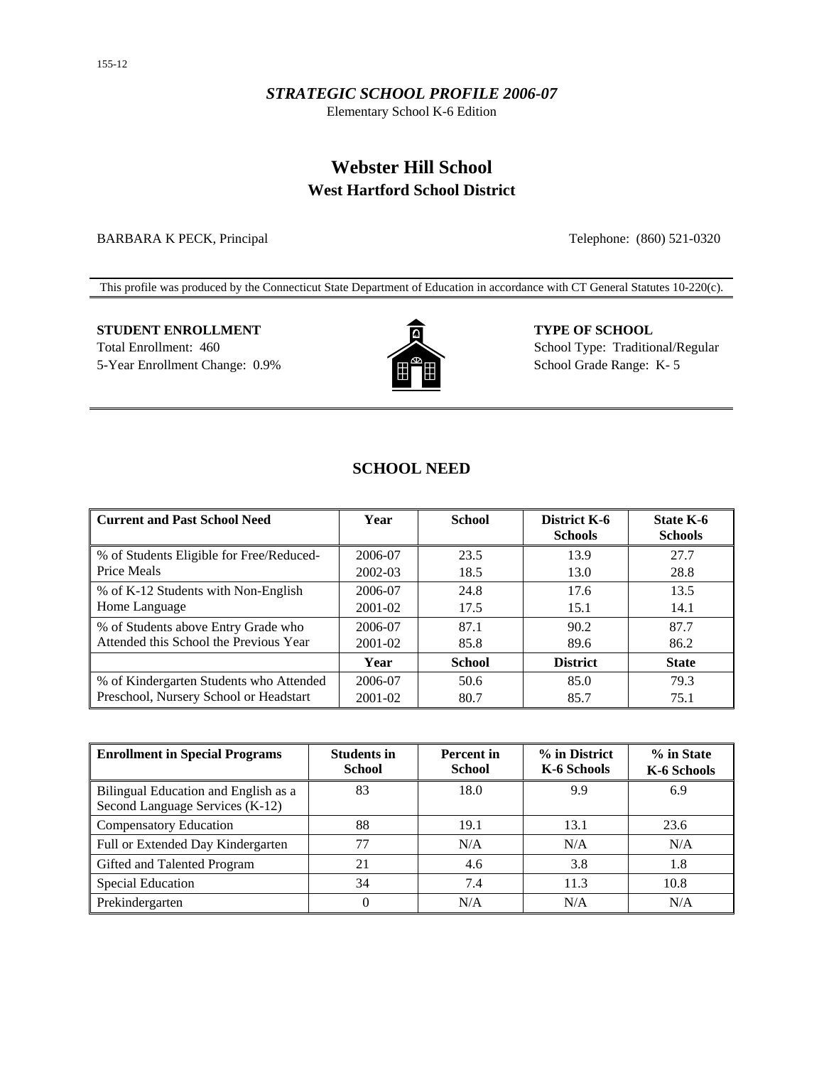*STRATEGIC SCHOOL PROFILE 2006-07*

Elementary School K-6 Edition

# Webster Hill School

## West Hartford School District

BARBARA K PECK, Principal

Telephone: (860) 521-0320

This profile was produced by the Connecticut State Department of Education in accordance with CT General Statutes 10-220(c).

**STUDENT ENROLLMENT**

Total Enrollment: 460

5-Year Enrollment Change: 0.9%

**TYPE OF SCHOOL**

School Type: Traditional/Regular

School Grade Range: K- 5

## SCHOOL NEED

| Current and Past School Need | Year | School | District K-6 Schools | State K-6 Schools |
|---|---|---|---|---|
| % of Students Eligible for Free/Reduced-Price Meals | 2006-07 | 23.5 | 13.9 | 27.7 |
| | 2002-03 | 18.5 | 13.0 | 28.8 |
| % of K-12 Students with Non-English Home Language | 2006-07 | 24.8 | 17.6 | 13.5 |
| | 2001-02 | 17.5 | 15.1 | 14.1 |
| % of Students above Entry Grade who Attended this School the Previous Year | 2006-07 | 87.1 | 90.2 | 87.7 |
| | 2001-02 | 85.8 | 89.6 | 86.2 |
| | **Year** | **School** | **District** | **State** |
| % of Kindergarten Students who Attended Preschool, Nursery School or Headstart | 2006-07 | 50.6 | 85.0 | 79.3 |
| | 2001-02 | 80.7 | 85.7 | 75.1 |

| Enrollment in Special Programs | Students in School | Percent in School | % in District K-6 Schools | % in State K-6 Schools |
|---|---|---|---|---|
| Bilingual Education and English as a Second Language Services (K-12) | 83 | 18.0 | 9.9 | 6.9 |
| Compensatory Education | 88 | 19.1 | 13.1 | 23.6 |
| Full or Extended Day Kindergarten | 77 | N/A | N/A | N/A |
| Gifted and Talented Program | 21 | 4.6 | 3.8 | 1.8 |
| Special Education | 34 | 7.4 | 11.3 | 10.8 |
| Prekindergarten | 0 | N/A | N/A | N/A |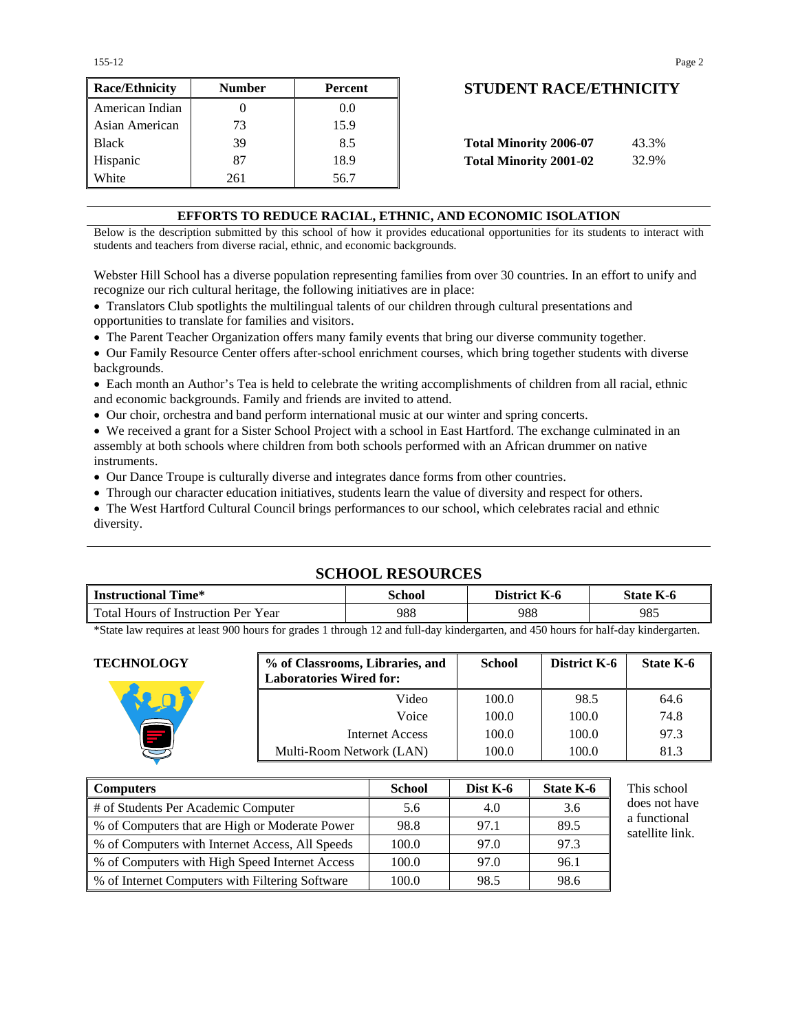| Race/Ethnicity | Number | Percent |
|---|---|---|
| American Indian | 0 | 0.0 |
| Asian American | 73 | 15.9 |
| Black | 39 | 8.5 |
| Hispanic | 87 | 18.9 |
| White | 261 | 56.7 |

## STUDENT RACE/ETHNICITY

**Total Minority 2006-07** 43.3%

**Total Minority 2001-02** 32.9%

## EFFORTS TO REDUCE RACIAL, ETHNIC, AND ECONOMIC ISOLATION

Below is the description submitted by this school of how it provides educational opportunities for its students to interact with students and teachers from diverse racial, ethnic, and economic backgrounds.

Webster Hill School has a diverse population representing families from over 30 countries. In an effort to unify and recognize our rich cultural heritage, the following initiatives are in place:

- Translators Club spotlights the multilingual talents of our children through cultural presentations and opportunities to translate for families and visitors.
- The Parent Teacher Organization offers many family events that bring our diverse community together.
- Our Family Resource Center offers after-school enrichment courses, which bring together students with diverse backgrounds.
- Each month an Author's Tea is held to celebrate the writing accomplishments of children from all racial, ethnic and economic backgrounds. Family and friends are invited to attend.
- Our choir, orchestra and band perform international music at our winter and spring concerts.
- We received a grant for a Sister School Project with a school in East Hartford. The exchange culminated in an assembly at both schools where children from both schools performed with an African drummer on native instruments.
- Our Dance Troupe is culturally diverse and integrates dance forms from other countries.
- Through our character education initiatives, students learn the value of diversity and respect for others.
- The West Hartford Cultural Council brings performances to our school, which celebrates racial and ethnic diversity.

## SCHOOL RESOURCES

| Instructional Time* | School | District K-6 | State K-6 |
|---|---|---|---|
| Total Hours of Instruction Per Year | 988 | 988 | 985 |

*State law requires at least 900 hours for grades 1 through 12 and full-day kindergarten, and 450 hours for half-day kindergarten.

### TECHNOLOGY

| % of Classrooms, Libraries, and Laboratories Wired for: | School | District K-6 | State K-6 |
|---|---|---|---|
| Video | 100.0 | 98.5 | 64.6 |
| Voice | 100.0 | 100.0 | 74.8 |
| Internet Access | 100.0 | 100.0 | 97.3 |
| Multi-Room Network (LAN) | 100.0 | 100.0 | 81.3 |

| Computers | School | Dist K-6 | State K-6 |
|---|---|---|---|
| # of Students Per Academic Computer | 5.6 | 4.0 | 3.6 |
| % of Computers that are High or Moderate Power | 98.8 | 97.1 | 89.5 |
| % of Computers with Internet Access, All Speeds | 100.0 | 97.0 | 97.3 |
| % of Computers with High Speed Internet Access | 100.0 | 97.0 | 96.1 |
| % of Internet Computers with Filtering Software | 100.0 | 98.5 | 98.6 |

This school does not have a functional satellite link.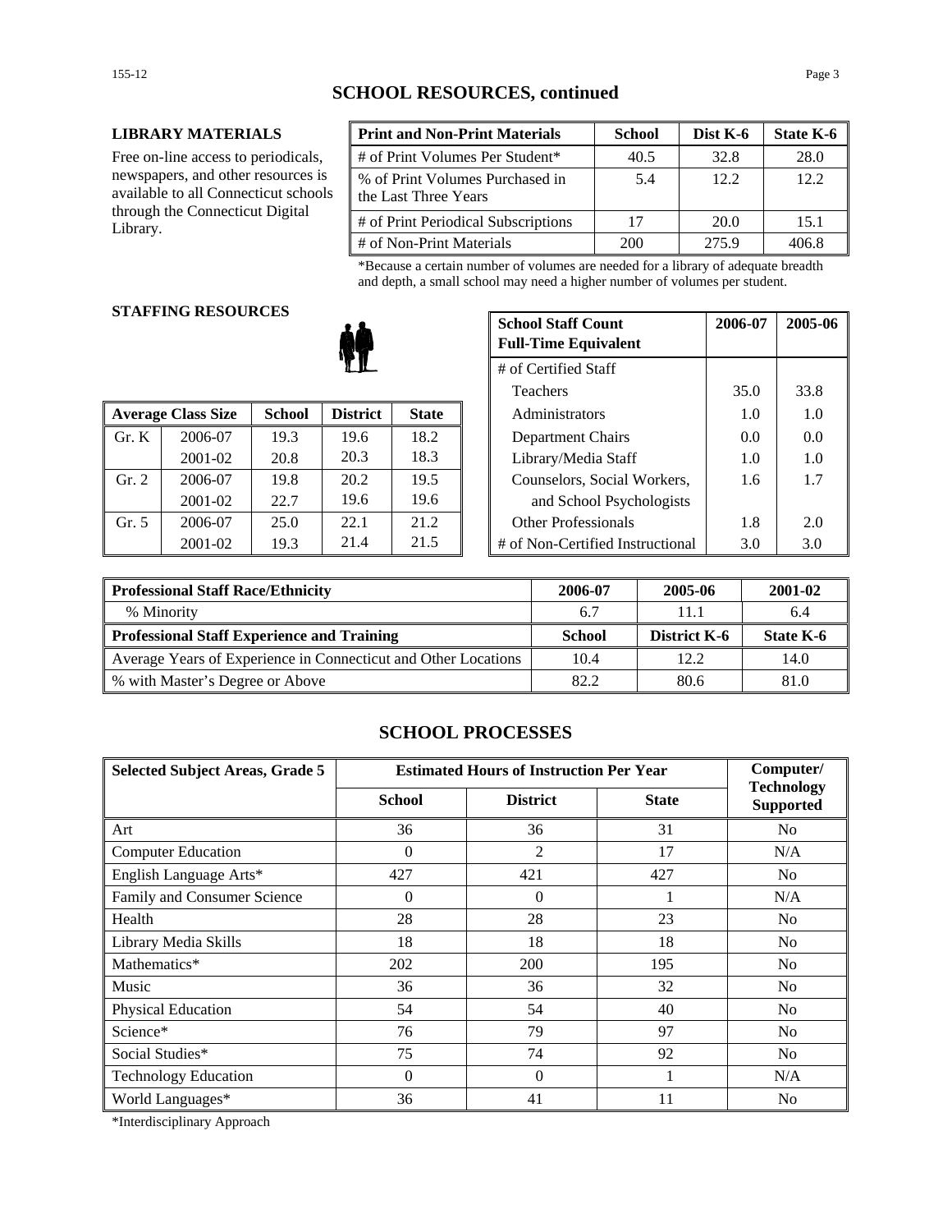## SCHOOL RESOURCES, continued

### LIBRARY MATERIALS

Free on-line access to periodicals, newspapers, and other resources is available to all Connecticut schools through the Connecticut Digital Library.

| Print and Non-Print Materials | School | Dist K-6 | State K-6 |
|---|---|---|---|
| # of Print Volumes Per Student* | 40.5 | 32.8 | 28.0 |
| % of Print Volumes Purchased in the Last Three Years | 5.4 | 12.2 | 12.2 |
| # of Print Periodical Subscriptions | 17 | 20.0 | 15.1 |
| # of Non-Print Materials | 200 | 275.9 | 406.8 |

*Because a certain number of volumes are needed for a library of adequate breadth and depth, a small school may need a higher number of volumes per student.

### STAFFING RESOURCES

| Average Class Size | | School | District | State |
|---|---|---|---|---|
| Gr. K | 2006-07 | 19.3 | 19.6 | 18.2 |
| | 2001-02 | 20.8 | 20.3 | 18.3 |
| Gr. 2 | 2006-07 | 19.8 | 20.2 | 19.5 |
| | 2001-02 | 22.7 | 19.6 | 19.6 |
| Gr. 5 | 2006-07 | 25.0 | 22.1 | 21.2 |
| | 2001-02 | 19.3 | 21.4 | 21.5 |

| School Staff Count Full-Time Equivalent | 2006-07 | 2005-06 |
|---|---|---|
| # of Certified Staff | | |
| Teachers | 35.0 | 33.8 |
| Administrators | 1.0 | 1.0 |
| Department Chairs | 0.0 | 0.0 |
| Library/Media Staff | 1.0 | 1.0 |
| Counselors, Social Workers, and School Psychologists | 1.6 | 1.7 |
| Other Professionals | 1.8 | 2.0 |
| # of Non-Certified Instructional | 3.0 | 3.0 |

| Professional Staff Race/Ethnicity | 2006-07 | 2005-06 | 2001-02 |
|---|---|---|---|
| % Minority | 6.7 | 11.1 | 6.4 |
| **Professional Staff Experience and Training** | **School** | **District K-6** | **State K-6** |
| Average Years of Experience in Connecticut and Other Locations | 10.4 | 12.2 | 14.0 |
| % with Master's Degree or Above | 82.2 | 80.6 | 81.0 |

## SCHOOL PROCESSES

| Selected Subject Areas, Grade 5 | Estimated Hours of Instruction Per Year | | | Computer/ Technology Supported |
|---|---|---|---|---|
| | School | District | State | |
| Art | 36 | 36 | 31 | No |
| Computer Education | 0 | 2 | 17 | N/A |
| English Language Arts* | 427 | 421 | 427 | No |
| Family and Consumer Science | 0 | 0 | 1 | N/A |
| Health | 28 | 28 | 23 | No |
| Library Media Skills | 18 | 18 | 18 | No |
| Mathematics* | 202 | 200 | 195 | No |
| Music | 36 | 36 | 32 | No |
| Physical Education | 54 | 54 | 40 | No |
| Science* | 76 | 79 | 97 | No |
| Social Studies* | 75 | 74 | 92 | No |
| Technology Education | 0 | 0 | 1 | N/A |
| World Languages* | 36 | 41 | 11 | No |

*Interdisciplinary Approach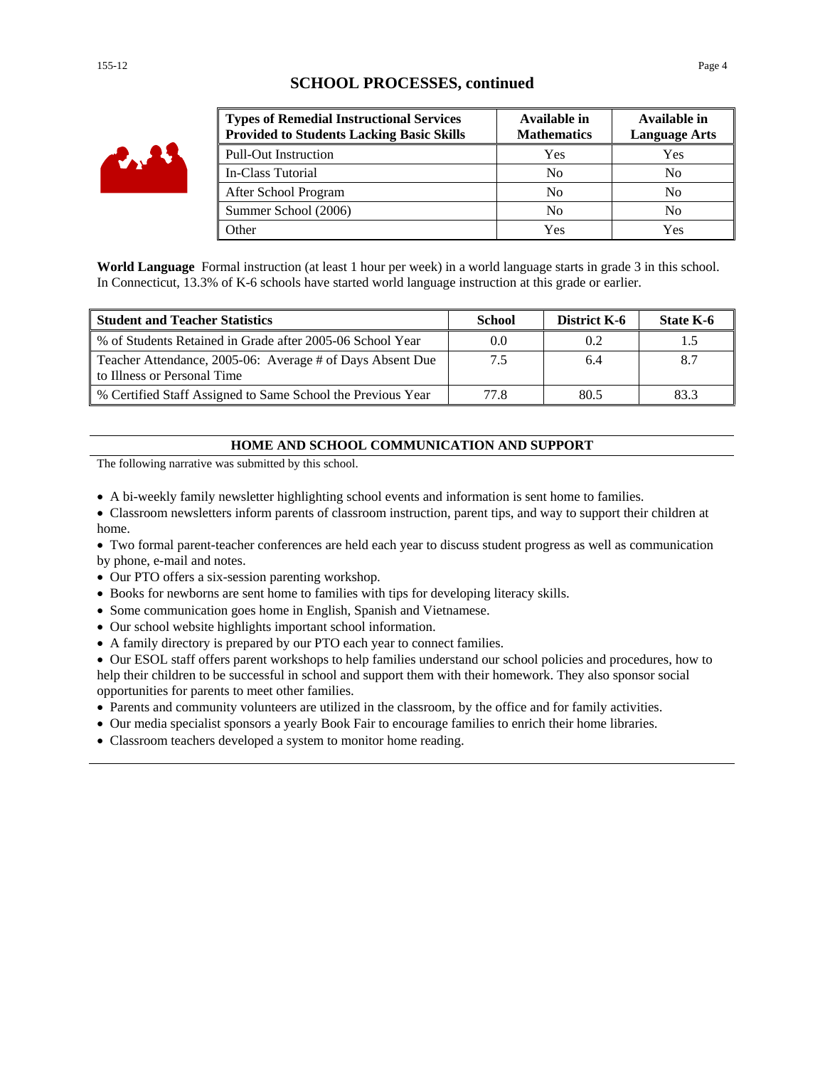## SCHOOL PROCESSES, continued

| Types of Remedial Instructional Services Provided to Students Lacking Basic Skills | Available in Mathematics | Available in Language Arts |
|---|---|---|
| Pull-Out Instruction | Yes | Yes |
| In-Class Tutorial | No | No |
| After School Program | No | No |
| Summer School (2006) | No | No |
| Other | Yes | Yes |

**World Language** Formal instruction (at least 1 hour per week) in a world language starts in grade 3 in this school. In Connecticut, 13.3% of K-6 schools have started world language instruction at this grade or earlier.

| Student and Teacher Statistics | School | District K-6 | State K-6 |
|---|---|---|---|
| % of Students Retained in Grade after 2005-06 School Year | 0.0 | 0.2 | 1.5 |
| Teacher Attendance, 2005-06: Average # of Days Absent Due to Illness or Personal Time | 7.5 | 6.4 | 8.7 |
| % Certified Staff Assigned to Same School the Previous Year | 77.8 | 80.5 | 83.3 |

## HOME AND SCHOOL COMMUNICATION AND SUPPORT

The following narrative was submitted by this school.

- A bi-weekly family newsletter highlighting school events and information is sent home to families.
- Classroom newsletters inform parents of classroom instruction, parent tips, and way to support their children at home.
- Two formal parent-teacher conferences are held each year to discuss student progress as well as communication by phone, e-mail and notes.
- Our PTO offers a six-session parenting workshop.
- Books for newborns are sent home to families with tips for developing literacy skills.
- Some communication goes home in English, Spanish and Vietnamese.
- Our school website highlights important school information.
- A family directory is prepared by our PTO each year to connect families.
- Our ESOL staff offers parent workshops to help families understand our school policies and procedures, how to help their children to be successful in school and support them with their homework. They also sponsor social opportunities for parents to meet other families.
- Parents and community volunteers are utilized in the classroom, by the office and for family activities.
- Our media specialist sponsors a yearly Book Fair to encourage families to enrich their home libraries.
- Classroom teachers developed a system to monitor home reading.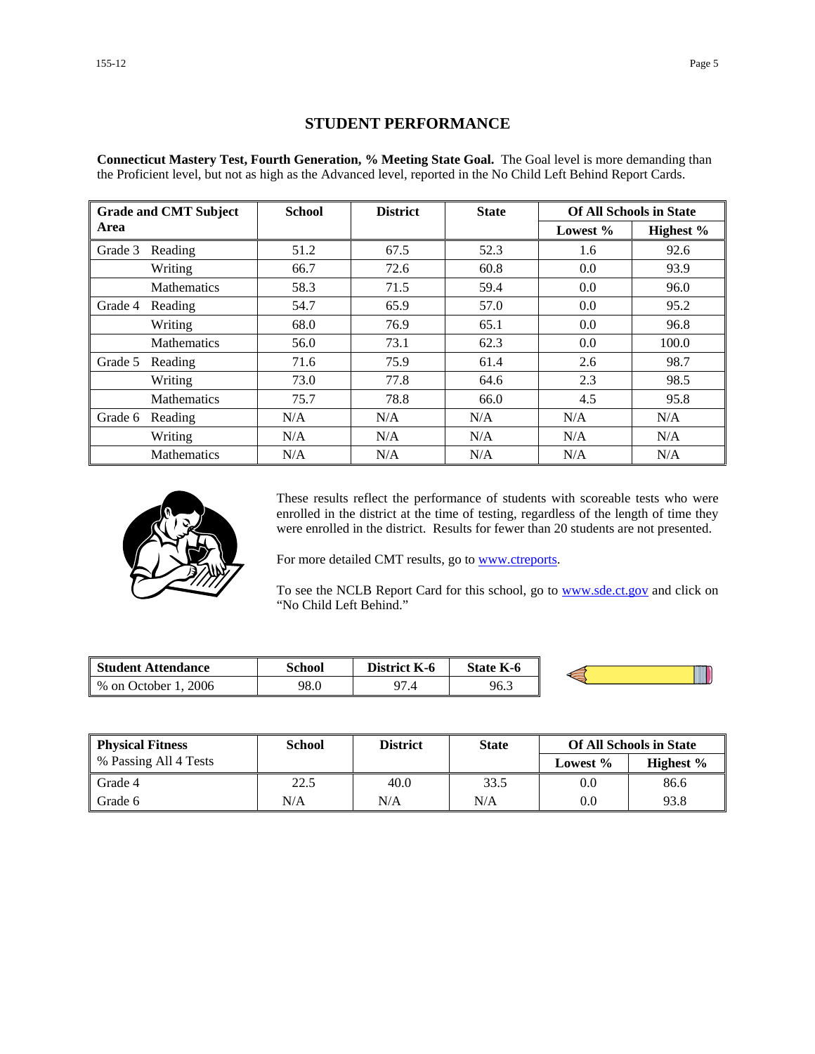## STUDENT PERFORMANCE

**Connecticut Mastery Test, Fourth Generation, % Meeting State Goal.** The Goal level is more demanding than the Proficient level, but not as high as the Advanced level, reported in the No Child Left Behind Report Cards.

| Grade and CMT Subject Area | | School | District | State | Of All Schools in State | |
|---|---|---|---|---|---|---|
| | | | | | Lowest % | Highest % |
| Grade 3 | Reading | 51.2 | 67.5 | 52.3 | 1.6 | 92.6 |
| | Writing | 66.7 | 72.6 | 60.8 | 0.0 | 93.9 |
| | Mathematics | 58.3 | 71.5 | 59.4 | 0.0 | 96.0 |
| Grade 4 | Reading | 54.7 | 65.9 | 57.0 | 0.0 | 95.2 |
| | Writing | 68.0 | 76.9 | 65.1 | 0.0 | 96.8 |
| | Mathematics | 56.0 | 73.1 | 62.3 | 0.0 | 100.0 |
| Grade 5 | Reading | 71.6 | 75.9 | 61.4 | 2.6 | 98.7 |
| | Writing | 73.0 | 77.8 | 64.6 | 2.3 | 98.5 |
| | Mathematics | 75.7 | 78.8 | 66.0 | 4.5 | 95.8 |
| Grade 6 | Reading | N/A | N/A | N/A | N/A | N/A |
| | Writing | N/A | N/A | N/A | N/A | N/A |
| | Mathematics | N/A | N/A | N/A | N/A | N/A |

These results reflect the performance of students with scoreable tests who were enrolled in the district at the time of testing, regardless of the length of time they were enrolled in the district. Results for fewer than 20 students are not presented.

For more detailed CMT results, go to www.ctreports.

To see the NCLB Report Card for this school, go to www.sde.ct.gov and click on "No Child Left Behind."

| Student Attendance | School | District K-6 | State K-6 |
|---|---|---|---|
| % on October 1, 2006 | 98.0 | 97.4 | 96.3 |

| Physical Fitness<br>% Passing All 4 Tests | School | District | State | Of All Schools in State | |
|---|---|---|---|---|---|
| | | | | Lowest % | Highest % |
| Grade 4 | 22.5 | 40.0 | 33.5 | 0.0 | 86.6 |
| Grade 6 | N/A | N/A | N/A | 0.0 | 93.8 |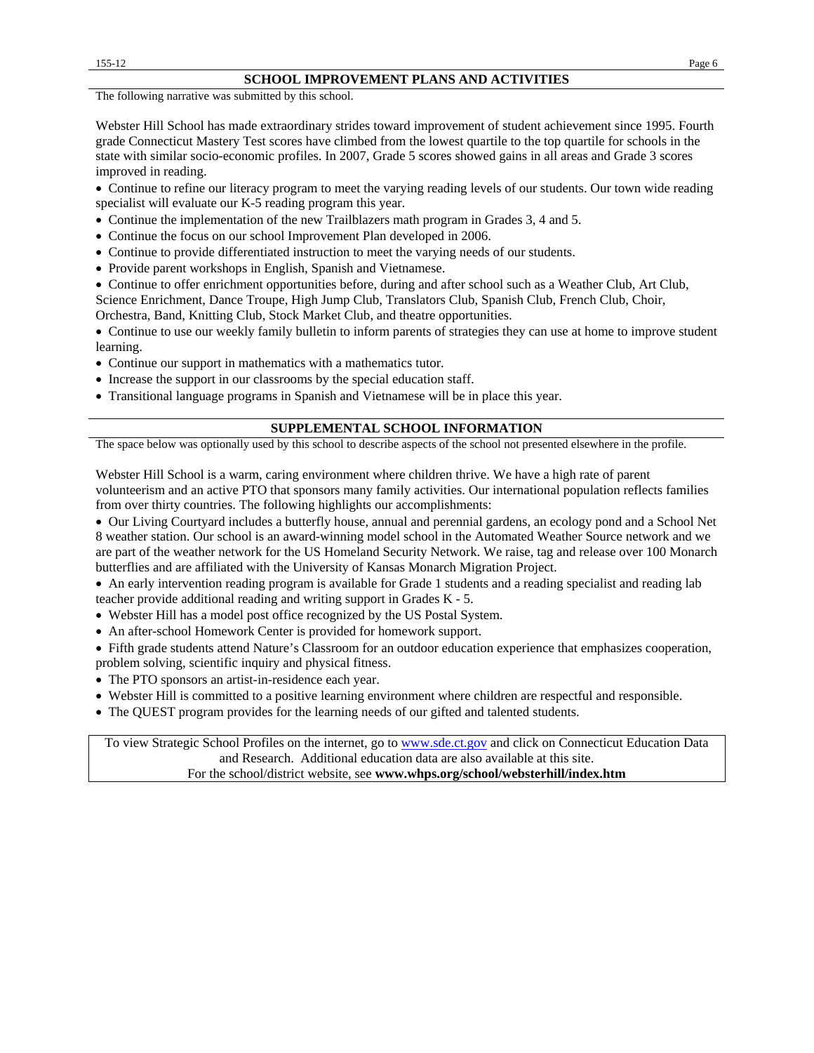## SCHOOL IMPROVEMENT PLANS AND ACTIVITIES

The following narrative was submitted by this school.

Webster Hill School has made extraordinary strides toward improvement of student achievement since 1995. Fourth grade Connecticut Mastery Test scores have climbed from the lowest quartile to the top quartile for schools in the state with similar socio-economic profiles. In 2007, Grade 5 scores showed gains in all areas and Grade 3 scores improved in reading.

- Continue to refine our literacy program to meet the varying reading levels of our students. Our town wide reading specialist will evaluate our K-5 reading program this year.
- Continue the implementation of the new Trailblazers math program in Grades 3, 4 and 5.
- Continue the focus on our school Improvement Plan developed in 2006.
- Continue to provide differentiated instruction to meet the varying needs of our students.
- Provide parent workshops in English, Spanish and Vietnamese.
- Continue to offer enrichment opportunities before, during and after school such as a Weather Club, Art Club, Science Enrichment, Dance Troupe, High Jump Club, Translators Club, Spanish Club, French Club, Choir, Orchestra, Band, Knitting Club, Stock Market Club, and theatre opportunities.
- Continue to use our weekly family bulletin to inform parents of strategies they can use at home to improve student learning.
- Continue our support in mathematics with a mathematics tutor.
- Increase the support in our classrooms by the special education staff.
- Transitional language programs in Spanish and Vietnamese will be in place this year.

## SUPPLEMENTAL SCHOOL INFORMATION

The space below was optionally used by this school to describe aspects of the school not presented elsewhere in the profile.

Webster Hill School is a warm, caring environment where children thrive. We have a high rate of parent volunteerism and an active PTO that sponsors many family activities. Our international population reflects families from over thirty countries. The following highlights our accomplishments:

- Our Living Courtyard includes a butterfly house, annual and perennial gardens, an ecology pond and a School Net 8 weather station. Our school is an award-winning model school in the Automated Weather Source network and we are part of the weather network for the US Homeland Security Network. We raise, tag and release over 100 Monarch butterflies and are affiliated with the University of Kansas Monarch Migration Project.
- An early intervention reading program is available for Grade 1 students and a reading specialist and reading lab teacher provide additional reading and writing support in Grades K - 5.
- Webster Hill has a model post office recognized by the US Postal System.
- An after-school Homework Center is provided for homework support.
- Fifth grade students attend Nature's Classroom for an outdoor education experience that emphasizes cooperation, problem solving, scientific inquiry and physical fitness.
- The PTO sponsors an artist-in-residence each year.
- Webster Hill is committed to a positive learning environment where children are respectful and responsible.
- The QUEST program provides for the learning needs of our gifted and talented students.

To view Strategic School Profiles on the internet, go to www.sde.ct.gov and click on Connecticut Education Data and Research. Additional education data are also available at this site.
For the school/district website, see **www.whps.org/school/websterhill/index.htm**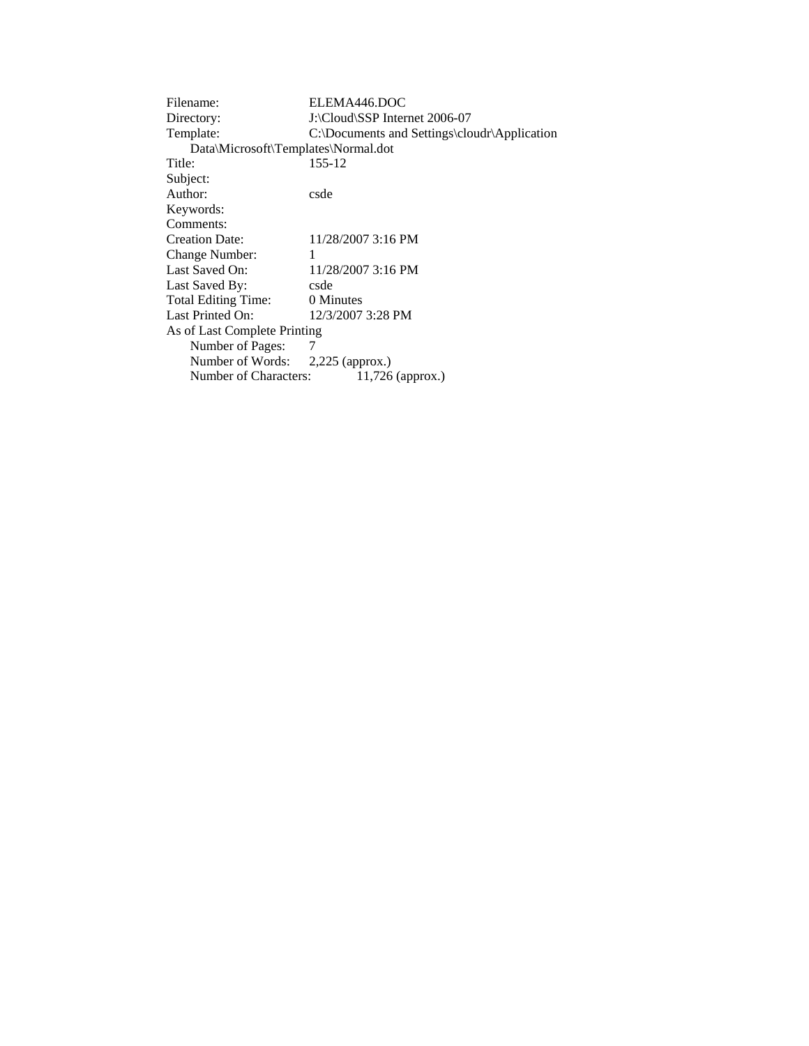Filename: ELEMA446.DOC
Directory: J:\Cloud\SSP Internet 2006-07
Template: C:\Documents and Settings\cloudr\Application Data\Microsoft\Templates\Normal.dot
Title: 155-12
Subject:
Author: csde
Keywords:
Comments:
Creation Date: 11/28/2007 3:16 PM
Change Number: 1
Last Saved On: 11/28/2007 3:16 PM
Last Saved By: csde
Total Editing Time: 0 Minutes
Last Printed On: 12/3/2007 3:28 PM
As of Last Complete Printing
Number of Pages: 7
Number of Words: 2,225 (approx.)
Number of Characters: 11,726 (approx.)